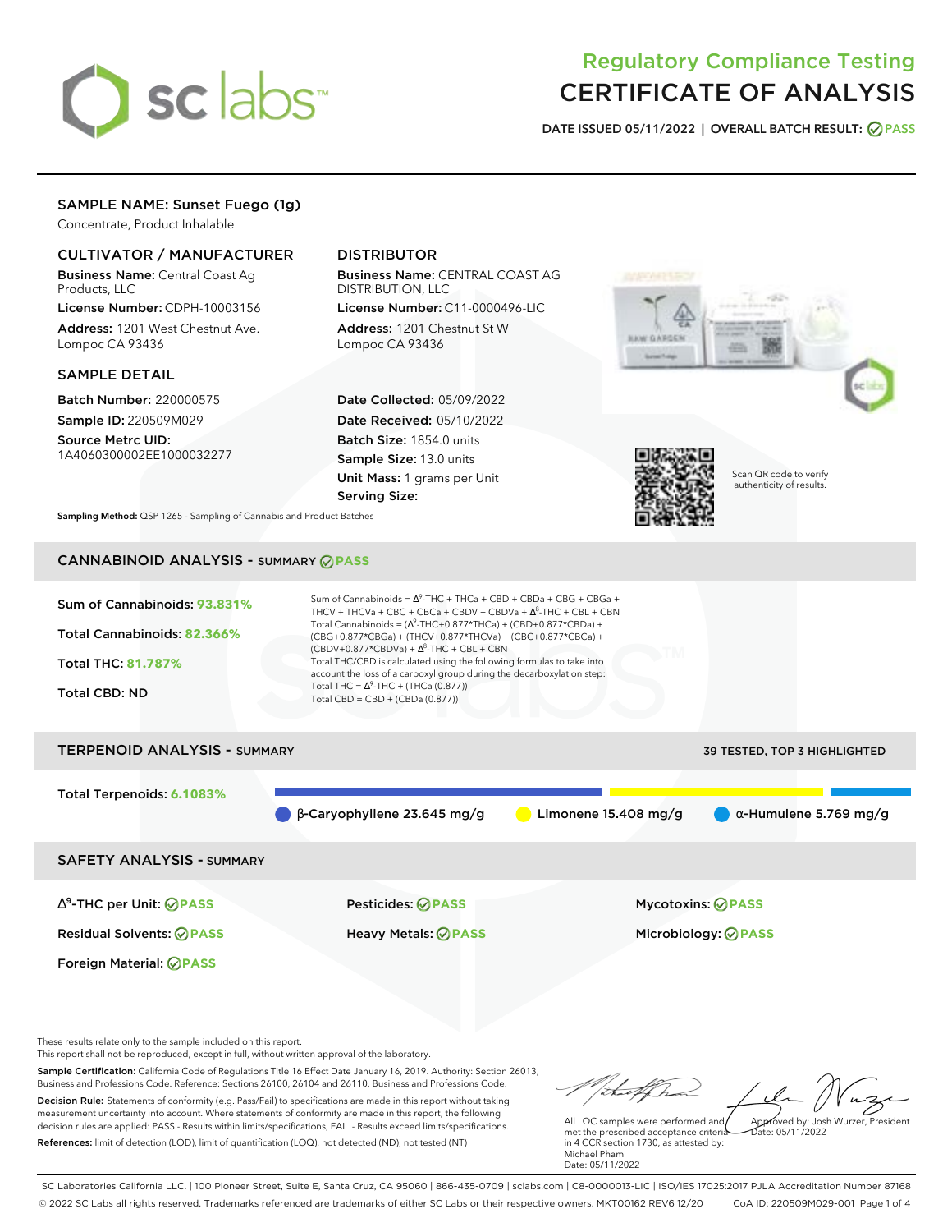# Regulatory Compliance Testing
# CERTIFICATE OF ANALYSIS

**DATE ISSUED 05/11/2022 | OVERALL BATCH RESULT: PASS**

## SAMPLE NAME: Sunset Fuego (1g)

Concentrate, Product Inhalable

### CULTIVATOR / MANUFACTURER

**Business Name:** Central Coast Ag Products, LLC

**License Number:** CDPH-10003156

**Address:** 1201 West Chestnut Ave. Lompoc CA 93436

### DISTRIBUTOR

**Business Name:** CENTRAL COAST AG DISTRIBUTION, LLC

**License Number:** C11-0000496-LIC

**Address:** 1201 Chestnut St W Lompoc CA 93436

### SAMPLE DETAIL

**Batch Number:** 220000575

**Sample ID:** 220509M029

**Source Metrc UID:** 1A4060300002EE1000032277

**Date Collected:** 05/09/2022

**Date Received:** 05/10/2022

**Batch Size:** 1854.0 units

**Sample Size:** 13.0 units

**Unit Mass:** 1 grams per Unit

**Serving Size:**

Scan QR code to verify authenticity of results.

**Sampling Method:** QSP 1265 - Sampling of Cannabis and Product Batches

## CANNABINOID ANALYSIS - SUMMARY PASS

**Sum of Cannabinoids:** 93.831%

**Total Cannabinoids:** 82.366%

**Total THC:** 81.787%

**Total CBD:** ND

Sum of Cannabinoids = $\Delta^9$-THC + THCa + CBD + CBDa + CBG + CBGa + THCV + THCVa + CBC + CBCa + CBDV + CBDVa + $\Delta^8$-THC + CBL + CBN

Total Cannabinoids = ($\Delta^9$-THC+0.877*THCa) + (CBD+0.877*CBDa) + (CBG+0.877*CBGa) + (THCV+0.877*THCVa) + (CBC+0.877*CBCa) + (CBDV+0.877*CBDVa) + $\Delta^8$-THC + CBL + CBN

Total THC/CBD is calculated using the following formulas to take into account the loss of a carboxyl group during the decarboxylation step:

Total THC = $\Delta^9$-THC + (THCa (0.877))

Total CBD = CBD + (CBDa (0.877))

## TERPENOID ANALYSIS - SUMMARY

39 TESTED, TOP 3 HIGHLIGHTED

**Total Terpenoids:** 6.1083%

β-Caryophyllene 23.645 mg/g | Limonene 15.408 mg/g | α-Humulene 5.769 mg/g

## SAFETY ANALYSIS - SUMMARY

| | | |
|---|---|---|
| $\Delta^9$-THC per Unit: PASS | Pesticides: PASS | Mycotoxins: PASS |
| Residual Solvents: PASS | Heavy Metals: PASS | Microbiology: PASS |
| Foreign Material: PASS | | |

These results relate only to the sample included on this report.
This report shall not be reproduced, except in full, without written approval of the laboratory.

**Sample Certification:** California Code of Regulations Title 16 Effect Date January 16, 2019. Authority: Section 26013, Business and Professions Code. Reference: Sections 26100, 26104 and 26110, Business and Professions Code.

**Decision Rule:** Statements of conformity (e.g. Pass/Fail) to specifications are made in this report without taking measurement uncertainty into account. Where statements of conformity are made in this report, the following decision rules are applied: PASS - Results within limits/specifications, FAIL - Results exceed limits/specifications.

**References:** limit of detection (LOD), limit of quantification (LOQ), not detected (ND), not tested (NT)

All LQC samples were performed and met the prescribed acceptance criteria in 4 CCR section 1730, as attested by: Michael Pham
Date: 05/11/2022

Approved by: Josh Wurzer, President
Date: 05/11/2022

SC Laboratories California LLC. | 100 Pioneer Street, Suite E, Santa Cruz, CA 95060 | 866-435-0709 | sclabs.com | C8-0000013-LIC | ISO/IES 17025:2017 PJLA Accreditation Number 87168
© 2022 SC Labs all rights reserved. Trademarks referenced are trademarks of either SC Labs or their respective owners. MKT00162 REV6 12/20 CoA ID: 220509M029-001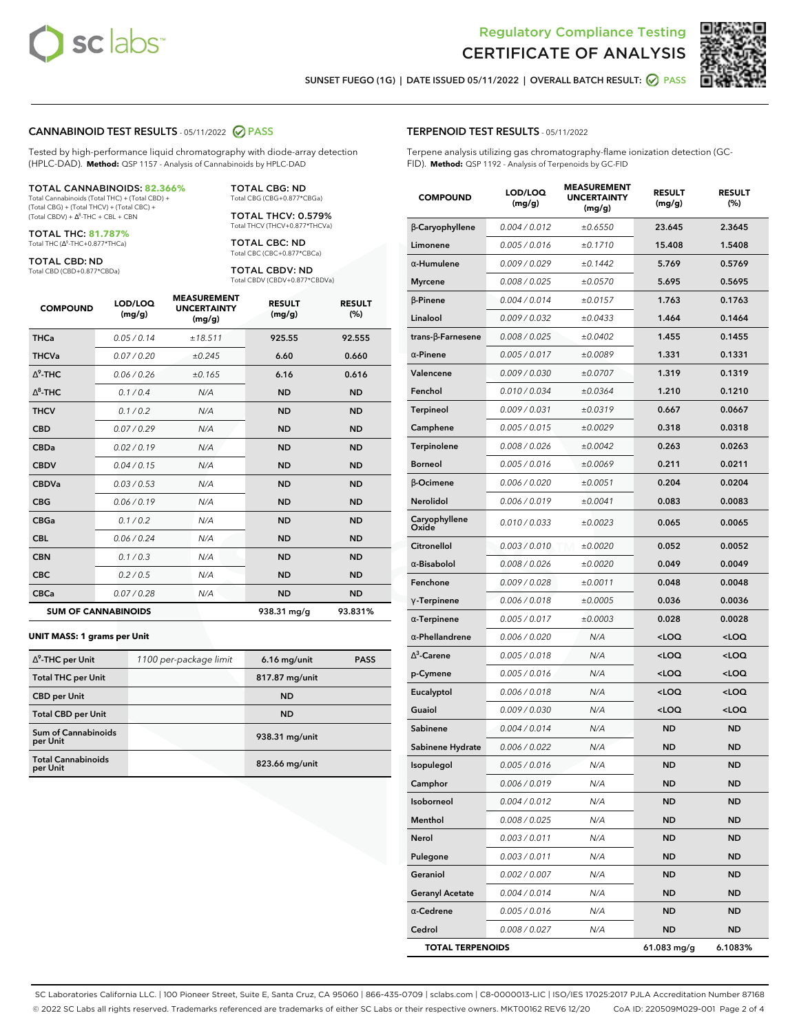# Regulatory Compliance Testing
# CERTIFICATE OF ANALYSIS

SUNSET FUEGO (1G) | DATE ISSUED 05/11/2022 | OVERALL BATCH RESULT: PASS

## CANNABINOID TEST RESULTS - 05/11/2022 PASS

Tested by high-performance liquid chromatography with diode-array detection (HPLC-DAD). **Method:** QSP 1157 - Analysis of Cannabinoids by HPLC-DAD

**TOTAL CANNABINOIDS: 82.366%**
Total Cannabinoids (Total THC) + (Total CBD) + (Total CBG) + (Total THCV) + (Total CBC) + (Total CBDV) + Δ⁸-THC + CBL + CBN

**TOTAL THC: 81.787%**
Total THC (Δ⁹-THC+0.877*THCa)

**TOTAL CBD: ND**
Total CBD (CBD+0.877*CBDa)

**TOTAL CBG: ND**
Total CBG (CBG+0.877*CBGa)

**TOTAL THCV: 0.579%**
Total THCV (THCV+0.877*THCVa)

**TOTAL CBC: ND**
Total CBC (CBC+0.877*CBCa)

**TOTAL CBDV: ND**
Total CBDV (CBDV+0.877*CBDVa)

| COMPOUND | LOD/LOQ (mg/g) | MEASUREMENT UNCERTAINTY (mg/g) | RESULT (mg/g) | RESULT (%) |
|---|---|---|---|---|
| THCa | 0.05 / 0.14 | ±18.511 | 925.55 | 92.555 |
| THCVa | 0.07 / 0.20 | ±0.245 | 6.60 | 0.660 |
| Δ⁹-THC | 0.06 / 0.26 | ±0.165 | 6.16 | 0.616 |
| Δ⁸-THC | 0.1 / 0.4 | N/A | ND | ND |
| THCV | 0.1 / 0.2 | N/A | ND | ND |
| CBD | 0.07 / 0.29 | N/A | ND | ND |
| CBDa | 0.02 / 0.19 | N/A | ND | ND |
| CBDV | 0.04 / 0.15 | N/A | ND | ND |
| CBDVa | 0.03 / 0.53 | N/A | ND | ND |
| CBG | 0.06 / 0.19 | N/A | ND | ND |
| CBGa | 0.1 / 0.2 | N/A | ND | ND |
| CBL | 0.06 / 0.24 | N/A | ND | ND |
| CBN | 0.1 / 0.3 | N/A | ND | ND |
| CBC | 0.2 / 0.5 | N/A | ND | ND |
| CBCa | 0.07 / 0.28 | N/A | ND | ND |
| **SUM OF CANNABINOIDS** | | | 938.31 mg/g | 93.831% |

**UNIT MASS: 1 grams per Unit**

| | | | |
|---|---|---|---|
| Δ⁹-THC per Unit | 1100 per-package limit | 6.16 mg/unit | PASS |
| Total THC per Unit | | 817.87 mg/unit | |
| CBD per Unit | | ND | |
| Total CBD per Unit | | ND | |
| Sum of Cannabinoids per Unit | | 938.31 mg/unit | |
| Total Cannabinoids per Unit | | 823.66 mg/unit | |

## TERPENOID TEST RESULTS - 05/11/2022

Terpene analysis utilizing gas chromatography-flame ionization detection (GC-FID). **Method:** QSP 1192 - Analysis of Terpenoids by GC-FID

| COMPOUND | LOD/LOQ (mg/g) | MEASUREMENT UNCERTAINTY (mg/g) | RESULT (mg/g) | RESULT (%) |
|---|---|---|---|---|
| β-Caryophyllene | 0.004 / 0.012 | ±0.6550 | 23.645 | 2.3645 |
| Limonene | 0.005 / 0.016 | ±0.1710 | 15.408 | 1.5408 |
| α-Humulene | 0.009 / 0.029 | ±0.1442 | 5.769 | 0.5769 |
| Myrcene | 0.008 / 0.025 | ±0.0570 | 5.695 | 0.5695 |
| β-Pinene | 0.004 / 0.014 | ±0.0157 | 1.763 | 0.1763 |
| Linalool | 0.009 / 0.032 | ±0.0433 | 1.464 | 0.1464 |
| trans-β-Farnesene | 0.008 / 0.025 | ±0.0402 | 1.455 | 0.1455 |
| α-Pinene | 0.005 / 0.017 | ±0.0089 | 1.331 | 0.1331 |
| Valencene | 0.009 / 0.030 | ±0.0707 | 1.319 | 0.1319 |
| Fenchol | 0.010 / 0.034 | ±0.0364 | 1.210 | 0.1210 |
| Terpineol | 0.009 / 0.031 | ±0.0319 | 0.667 | 0.0667 |
| Camphene | 0.005 / 0.015 | ±0.0029 | 0.318 | 0.0318 |
| Terpinolene | 0.008 / 0.026 | ±0.0042 | 0.263 | 0.0263 |
| Borneol | 0.005 / 0.016 | ±0.0069 | 0.211 | 0.0211 |
| β-Ocimene | 0.006 / 0.020 | ±0.0051 | 0.204 | 0.0204 |
| Nerolidol | 0.006 / 0.019 | ±0.0041 | 0.083 | 0.0083 |
| Caryophyllene Oxide | 0.010 / 0.033 | ±0.0023 | 0.065 | 0.0065 |
| Citronellol | 0.003 / 0.010 | ±0.0020 | 0.052 | 0.0052 |
| α-Bisabolol | 0.008 / 0.026 | ±0.0020 | 0.049 | 0.0049 |
| Fenchone | 0.009 / 0.028 | ±0.0011 | 0.048 | 0.0048 |
| γ-Terpinene | 0.006 / 0.018 | ±0.0005 | 0.036 | 0.0036 |
| α-Terpinene | 0.005 / 0.017 | ±0.0003 | 0.028 | 0.0028 |
| α-Phellandrene | 0.006 / 0.020 | N/A | <LOQ | <LOQ |
| Δ³-Carene | 0.005 / 0.018 | N/A | <LOQ | <LOQ |
| p-Cymene | 0.005 / 0.016 | N/A | <LOQ | <LOQ |
| Eucalyptol | 0.006 / 0.018 | N/A | <LOQ | <LOQ |
| Guaiol | 0.009 / 0.030 | N/A | <LOQ | <LOQ |
| Sabinene | 0.004 / 0.014 | N/A | ND | ND |
| Sabinene Hydrate | 0.006 / 0.022 | N/A | ND | ND |
| Isopulegol | 0.005 / 0.016 | N/A | ND | ND |
| Camphor | 0.006 / 0.019 | N/A | ND | ND |
| Isoborneol | 0.004 / 0.012 | N/A | ND | ND |
| Menthol | 0.008 / 0.025 | N/A | ND | ND |
| Nerol | 0.003 / 0.011 | N/A | ND | ND |
| Pulegone | 0.003 / 0.011 | N/A | ND | ND |
| Geraniol | 0.002 / 0.007 | N/A | ND | ND |
| Geranyl Acetate | 0.004 / 0.014 | N/A | ND | ND |
| α-Cedrene | 0.005 / 0.016 | N/A | ND | ND |
| Cedrol | 0.008 / 0.027 | N/A | ND | ND |
| **TOTAL TERPENOIDS** | | | 61.083 mg/g | 6.1083% |

SC Laboratories California LLC. | 100 Pioneer Street, Suite E, Santa Cruz, CA 95060 | 866-435-0709 | sclabs.com | C8-0000013-LIC | ISO/IES 17025:2017 PJLA Accreditation Number 87168
© 2022 SC Labs all rights reserved. Trademarks referenced are trademarks of either SC Labs or their respective owners. MKT00162 REV6 12/20 CoA ID: 220509M029-001